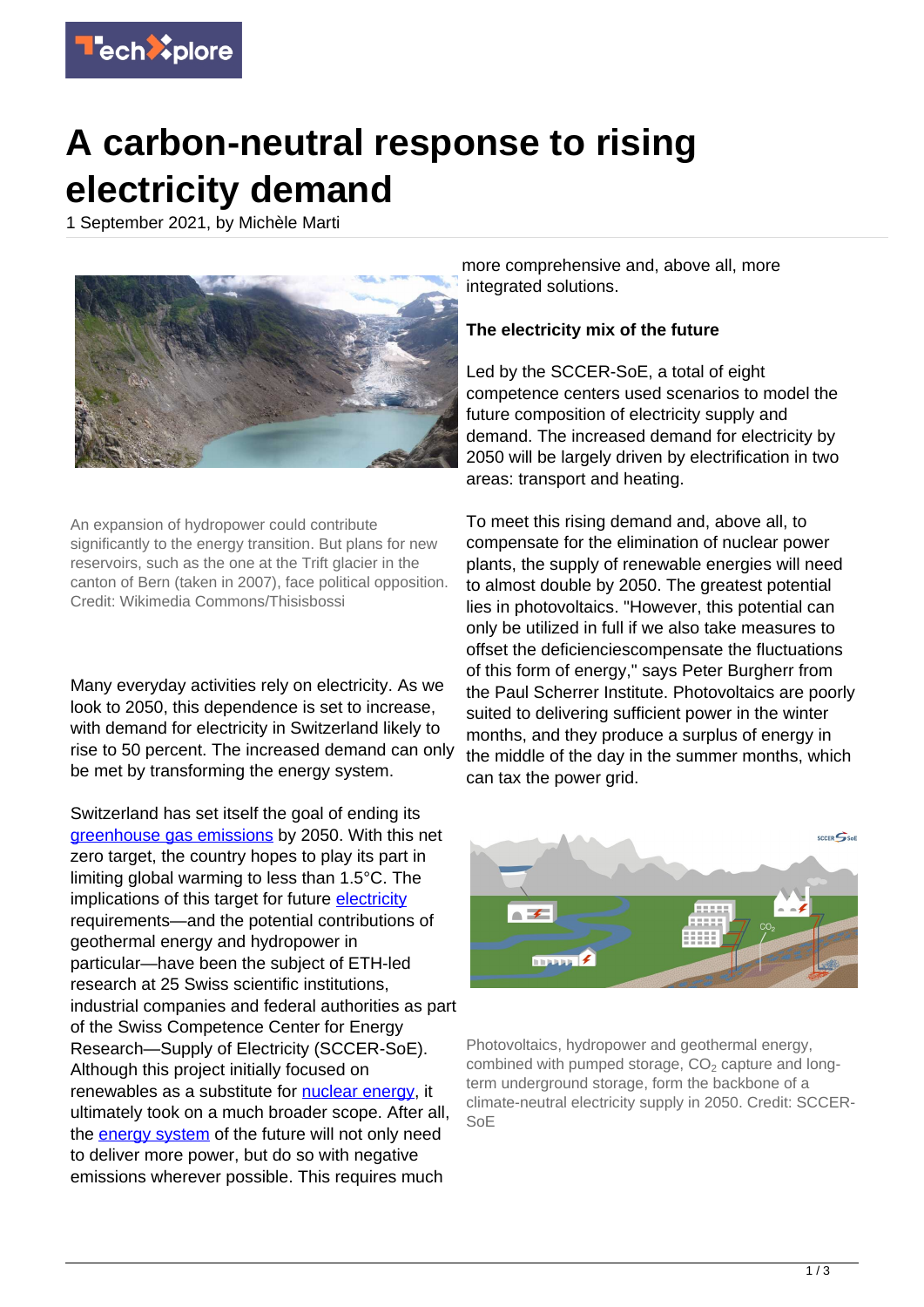# A carbon-neutral response to rising electricity demand

1 September 2021, by Michèle Marti

An expansion of hydropower could contribute significantly to the energy transition. But plans for new reservoirs, such as the one at the Trift glacier in the canton of Bern (taken in 2007), face political opposition. Credit: Wikimedia Commons/Thisisbossi

Many everyday activities rely on electricity. As we look to 2050, this dependence is set to increase, with demand for electricity in Switzerland likely to rise to 50 percent. The increased demand can only be met by transforming the energy system.

Switzerland has set itself the goal of ending its greenhouse gas emissions by 2050. With this net zero target, the country hopes to play its part in limiting global warming to less than 1.5°C. The implications of this target for future electricity requirements—and the potential contributions of geothermal energy and hydropower in particular—have been the subject of ETH-led research at 25 Swiss scientific institutions, industrial companies and federal authorities as part of the Swiss Competence Center for Energy Research—Supply of Electricity (SCCER-SoE). Although this project initially focused on renewables as a substitute for nuclear energy, it ultimately took on a much broader scope. After all, the energy system of the future will not only need to deliver more power, but do so with negative emissions wherever possible. This requires much more comprehensive and, above all, more integrated solutions.

## The electricity mix of the future

Led by the SCCER-SoE, a total of eight competence centers used scenarios to model the future composition of electricity supply and demand. The increased demand for electricity by 2050 will be largely driven by electrification in two areas: transport and heating.

To meet this rising demand and, above all, to compensate for the elimination of nuclear power plants, the supply of renewable energies will need to almost double by 2050. The greatest potential lies in photovoltaics. "However, this potential can only be utilized in full if we also take measures to offset the deficienciescompensate the fluctuations of this form of energy," says Peter Burgherr from the Paul Scherrer Institute. Photovoltaics are poorly suited to delivering sufficient power in the winter months, and they produce a surplus of energy in the middle of the day in the summer months, which can tax the power grid.

Photovoltaics, hydropower and geothermal energy, combined with pumped storage, $CO_2$ capture and long-term underground storage, form the backbone of a climate-neutral electricity supply in 2050. Credit: SCCER-SoE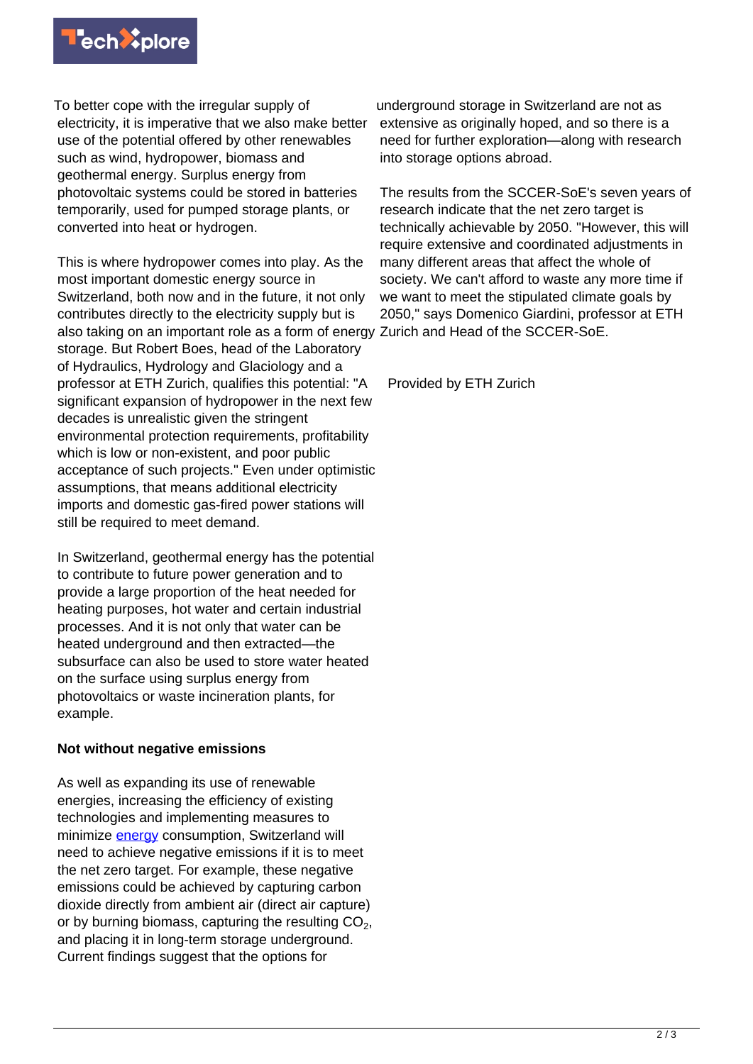To better cope with the irregular supply of electricity, it is imperative that we also make better use of the potential offered by other renewables such as wind, hydropower, biomass and geothermal energy. Surplus energy from photovoltaic systems could be stored in batteries temporarily, used for pumped storage plants, or converted into heat or hydrogen.

This is where hydropower comes into play. As the most important domestic energy source in Switzerland, both now and in the future, it not only contributes directly to the electricity supply but is also taking on an important role as a form of energy storage. But Robert Boes, head of the Laboratory of Hydraulics, Hydrology and Glaciology and a professor at ETH Zurich, qualifies this potential: "A significant expansion of hydropower in the next few decades is unrealistic given the stringent environmental protection requirements, profitability which is low or non-existent, and poor public acceptance of such projects." Even under optimistic assumptions, that means additional electricity imports and domestic gas-fired power stations will still be required to meet demand.

In Switzerland, geothermal energy has the potential to contribute to future power generation and to provide a large proportion of the heat needed for heating purposes, hot water and certain industrial processes. And it is not only that water can be heated underground and then extracted—the subsurface can also be used to store water heated on the surface using surplus energy from photovoltaics or waste incineration plants, for example.

**Not without negative emissions**

As well as expanding its use of renewable energies, increasing the efficiency of existing technologies and implementing measures to minimize energy consumption, Switzerland will need to achieve negative emissions if it is to meet the net zero target. For example, these negative emissions could be achieved by capturing carbon dioxide directly from ambient air (direct air capture) or by burning biomass, capturing the resulting $CO_2$, and placing it in long-term storage underground. Current findings suggest that the options for underground storage in Switzerland are not as extensive as originally hoped, and so there is a need for further exploration—along with research into storage options abroad.

The results from the SCCER-SoE's seven years of research indicate that the net zero target is technically achievable by 2050. "However, this will require extensive and coordinated adjustments in many different areas that affect the whole of society. We can't afford to waste any more time if we want to meet the stipulated climate goals by 2050," says Domenico Giardini, professor at ETH Zurich and Head of the SCCER-SoE.

Provided by ETH Zurich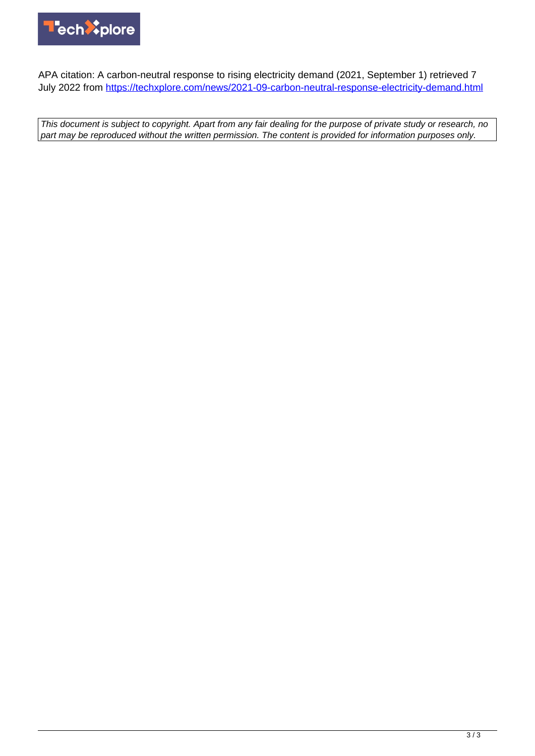APA citation: A carbon-neutral response to rising electricity demand (2021, September 1) retrieved 7 July 2022 from https://techxplore.com/news/2021-09-carbon-neutral-response-electricity-demand.html

*This document is subject to copyright. Apart from any fair dealing for the purpose of private study or research, no part may be reproduced without the written permission. The content is provided for information purposes only.*